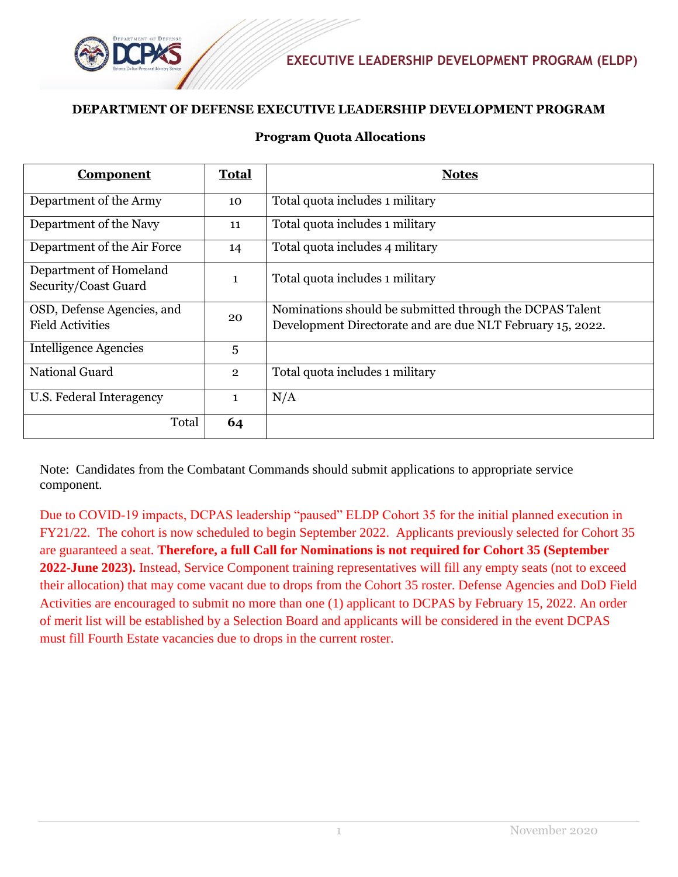EXECUTIVE LEADERSHIP DEVELOPMENT PROGRAM (ELDP)

**DEPARTMENT OF DEFENSE EXECUTIVE LEADERSHIP DEVELOPMENT PROGRAM**

**Program Quota Allocations**

| Component | Total | Notes |
|---|---|---|
| Department of the Army | 10 | Total quota includes 1 military |
| Department of the Navy | 11 | Total quota includes 1 military |
| Department of the Air Force | 14 | Total quota includes 4 military |
| Department of Homeland Security/Coast Guard | 1 | Total quota includes 1 military |
| OSD, Defense Agencies, and Field Activities | 20 | Nominations should be submitted through the DCPAS Talent Development Directorate and are due NLT February 15, 2022. |
| Intelligence Agencies | 5 | |
| National Guard | 2 | Total quota includes 1 military |
| U.S. Federal Interagency | 1 | N/A |
| Total | **64** | |

Note: Candidates from the Combatant Commands should submit applications to appropriate service component.

Due to COVID-19 impacts, DCPAS leadership "paused" ELDP Cohort 35 for the initial planned execution in FY21/22. The cohort is now scheduled to begin September 2022. Applicants previously selected for Cohort 35 are guaranteed a seat. **Therefore, a full Call for Nominations is not required for Cohort 35 (September 2022-June 2023).** Instead, Service Component training representatives will fill any empty seats (not to exceed their allocation) that may come vacant due to drops from the Cohort 35 roster. Defense Agencies and DoD Field Activities are encouraged to submit no more than one (1) applicant to DCPAS by February 15, 2022. An order of merit list will be established by a Selection Board and applicants will be considered in the event DCPAS must fill Fourth Estate vacancies due to drops in the current roster.